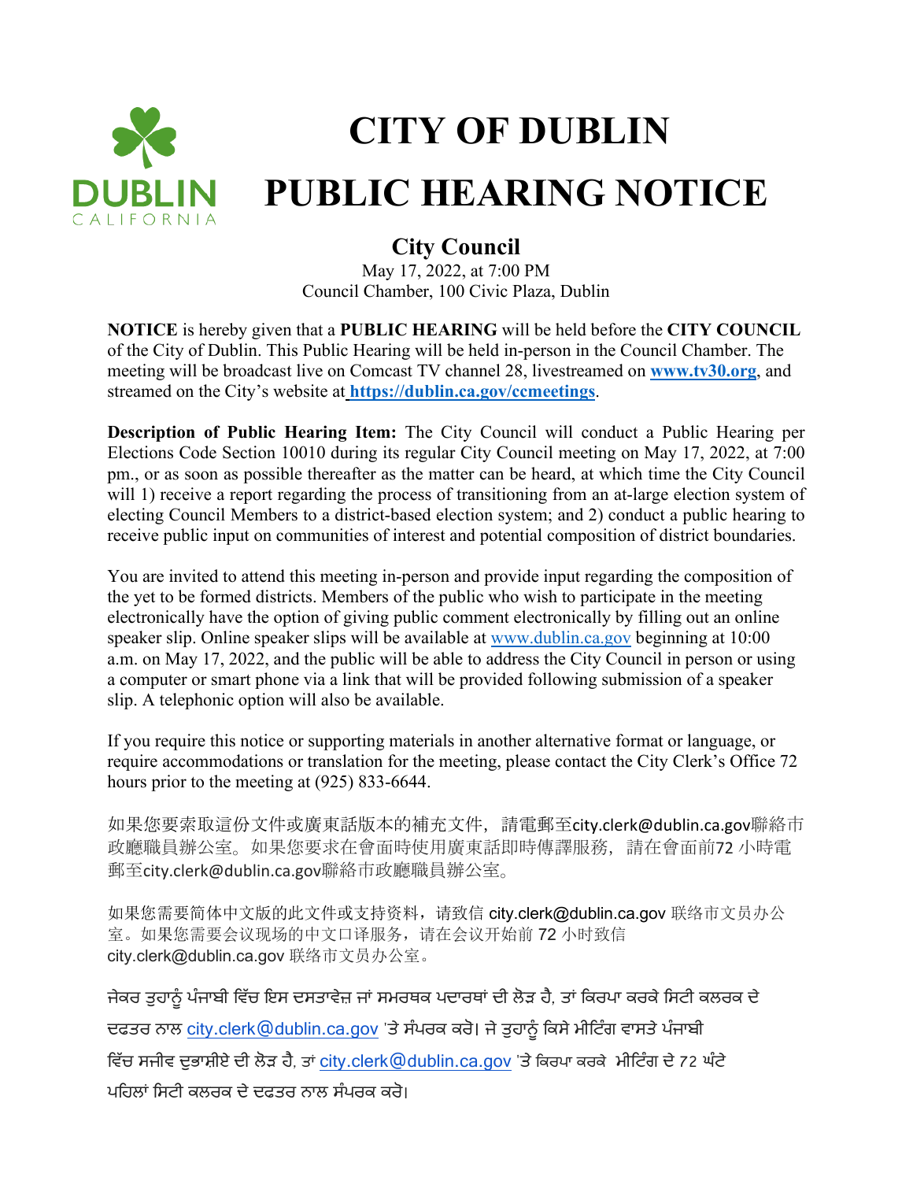DUBLIN CALIFORNIA

# CITY OF DUBLIN PUBLIC HEARING NOTICE

## City Council

May 17, 2022, at 7:00 PM
Council Chamber, 100 Civic Plaza, Dublin

**NOTICE** is hereby given that a **PUBLIC HEARING** will be held before the **CITY COUNCIL** of the City of Dublin. This Public Hearing will be held in-person in the Council Chamber. The meeting will be broadcast live on Comcast TV channel 28, livestreamed on **www.tv30.org**, and streamed on the City's website at **https://dublin.ca.gov/ccmeetings**.

**Description of Public Hearing Item:** The City Council will conduct a Public Hearing per Elections Code Section 10010 during its regular City Council meeting on May 17, 2022, at 7:00 pm., or as soon as possible thereafter as the matter can be heard, at which time the City Council will 1) receive a report regarding the process of transitioning from an at-large election system of electing Council Members to a district-based election system; and 2) conduct a public hearing to receive public input on communities of interest and potential composition of district boundaries.

You are invited to attend this meeting in-person and provide input regarding the composition of the yet to be formed districts. Members of the public who wish to participate in the meeting electronically have the option of giving public comment electronically by filling out an online speaker slip. Online speaker slips will be available at www.dublin.ca.gov beginning at 10:00 a.m. on May 17, 2022, and the public will be able to address the City Council in person or using a computer or smart phone via a link that will be provided following submission of a speaker slip. A telephonic option will also be available.

If you require this notice or supporting materials in another alternative format or language, or require accommodations or translation for the meeting, please contact the City Clerk's Office 72 hours prior to the meeting at (925) 833-6644.

如果您要索取這份文件或廣東話版本的補充文件，請電郵至city.clerk@dublin.ca.gov聯絡市政廳職員辦公室。如果您要求在會面時使用廣東話即時傳譯服務，請在會面前72 小時電郵至city.clerk@dublin.ca.gov聯絡市政廳職員辦公室。

如果您需要简体中文版的此文件或支持资料，请致信 city.clerk@dublin.ca.gov 联络市文员办公室。如果您需要会议现场的中文口译服务，请在会议开始前 72 小时致信 city.clerk@dublin.ca.gov 联络市文员办公室。

ਜੇਕਰ ਤੁਹਾਨੂੰ ਪੰਜਾਬੀ ਵਿੱਚ ਇਸ ਦਸਤਾਵੇਜ਼ ਜਾਂ ਸਮਰਥਕ ਪਦਾਰਥਾਂ ਦੀ ਲੋੜ ਹੈ, ਤਾਂ ਕਿਰਪਾ ਕਰਕੇ ਸਿਟੀ ਕਲਰਕ ਦੇ ਦਫਤਰ ਨਾਲ city.clerk@dublin.ca.gov 'ਤੇ ਸੰਪਰਕ ਕਰੋ। ਜੇ ਤੁਹਾਨੂੰ ਕਿਸੇ ਮੀਟਿੰਗ ਵਾਸਤੇ ਪੰਜਾਬੀ ਵਿੱਚ ਸਜੀਵ ਦੁਭਾਸ਼ੀਏ ਦੀ ਲੋੜ ਹੈ, ਤਾਂ city.clerk@dublin.ca.gov 'ਤੇ ਕਿਰਪਾ ਕਰਕੇ ਮੀਟਿੰਗ ਦੇ 72 ਘੰਟੇ ਪਹਿਲਾਂ ਸਿਟੀ ਕਲਰਕ ਦੇ ਦਫਤਰ ਨਾਲ ਸੰਪਰਕ ਕਰੋ।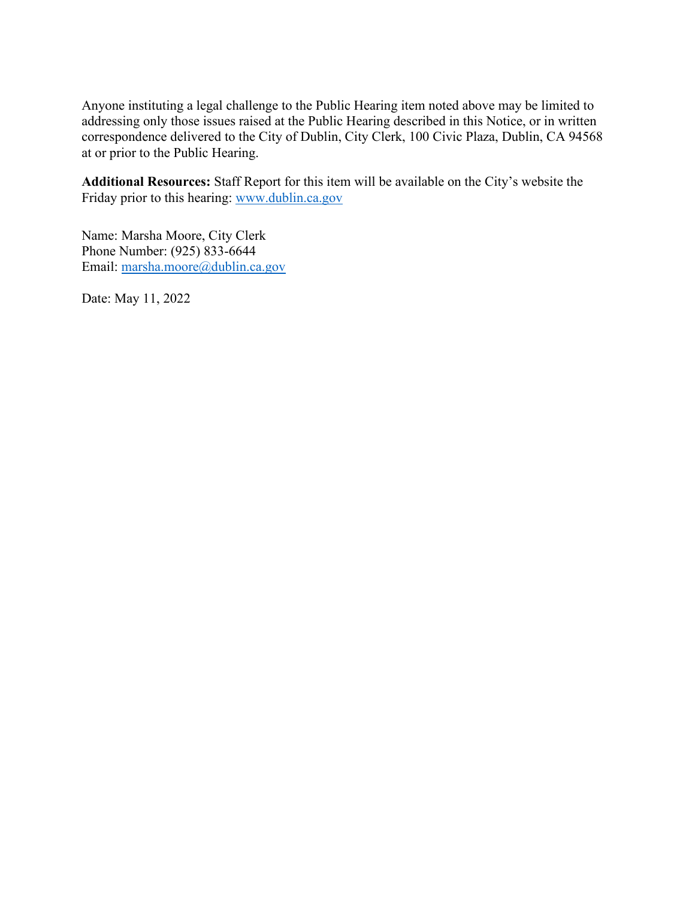Anyone instituting a legal challenge to the Public Hearing item noted above may be limited to addressing only those issues raised at the Public Hearing described in this Notice, or in written correspondence delivered to the City of Dublin, City Clerk, 100 Civic Plaza, Dublin, CA 94568 at or prior to the Public Hearing.

**Additional Resources:** Staff Report for this item will be available on the City's website the Friday prior to this hearing: [www.dublin.ca.gov](http://www.dublin.ca.gov)

Name: Marsha Moore, City Clerk
Phone Number: (925) 833-6644
Email: [marsha.moore@dublin.ca.gov](mailto:marsha.moore@dublin.ca.gov)

Date: May 11, 2022